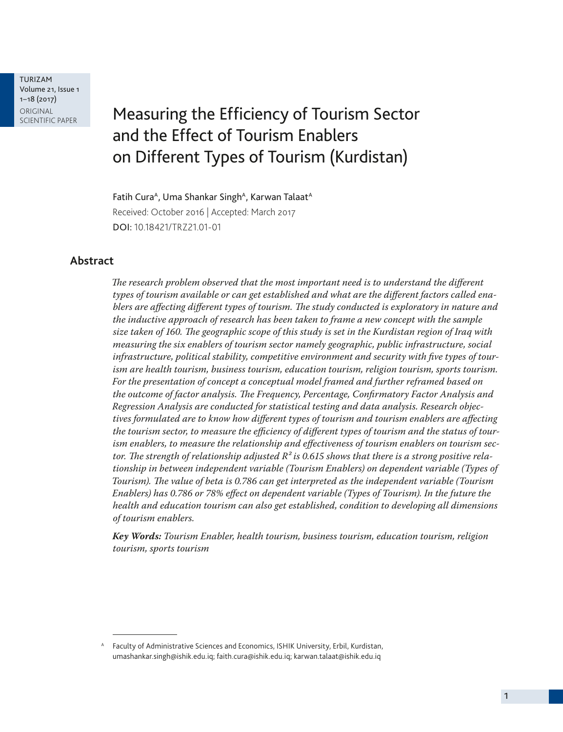# Measuring the Efficiency of Tourism Sector and the Effect of Tourism Enablers on Different Types of Tourism (Kurdistan)

Fatih Cura[A], Uma Shankar Singh[A], Karwan Talaat[A]

Received: October 2016 | Accepted: March 2017

DOI: 10.18421/TRZ21.01-01

## Abstract

*The research problem observed that the most important need is to understand the different types of tourism available or can get established and what are the different factors called enablers are affecting different types of tourism. The study conducted is exploratory in nature and the inductive approach of research has been taken to frame a new concept with the sample size taken of 160. The geographic scope of this study is set in the Kurdistan region of Iraq with measuring the six enablers of tourism sector namely geographic, public infrastructure, social infrastructure, political stability, competitive environment and security with five types of tourism are health tourism, business tourism, education tourism, religion tourism, sports tourism. For the presentation of concept a conceptual model framed and further reframed based on the outcome of factor analysis. The Frequency, Percentage, Confirmatory Factor Analysis and Regression Analysis are conducted for statistical testing and data analysis. Research objectives formulated are to know how different types of tourism and tourism enablers are affecting the tourism sector, to measure the efficiency of different types of tourism and the status of tourism enablers, to measure the relationship and effectiveness of tourism enablers on tourism sector. The strength of relationship adjusted $R^2$ is 0.615 shows that there is a strong positive relationship in between independent variable (Tourism Enablers) on dependent variable (Types of Tourism). The value of beta is 0.786 can get interpreted as the independent variable (Tourism Enablers) has 0.786 or 78% effect on dependent variable (Types of Tourism). In the future the health and education tourism can also get established, condition to developing all dimensions of tourism enablers.*

***Key Words:*** *Tourism Enabler, health tourism, business tourism, education tourism, religion tourism, sports tourism*

---

[A] Faculty of Administrative Sciences and Economics, ISHIK University, Erbil, Kurdistan, umashankar.singh@ishik.edu.iq; faith.cura@ishik.edu.iq; karwan.talaat@ishik.edu.iq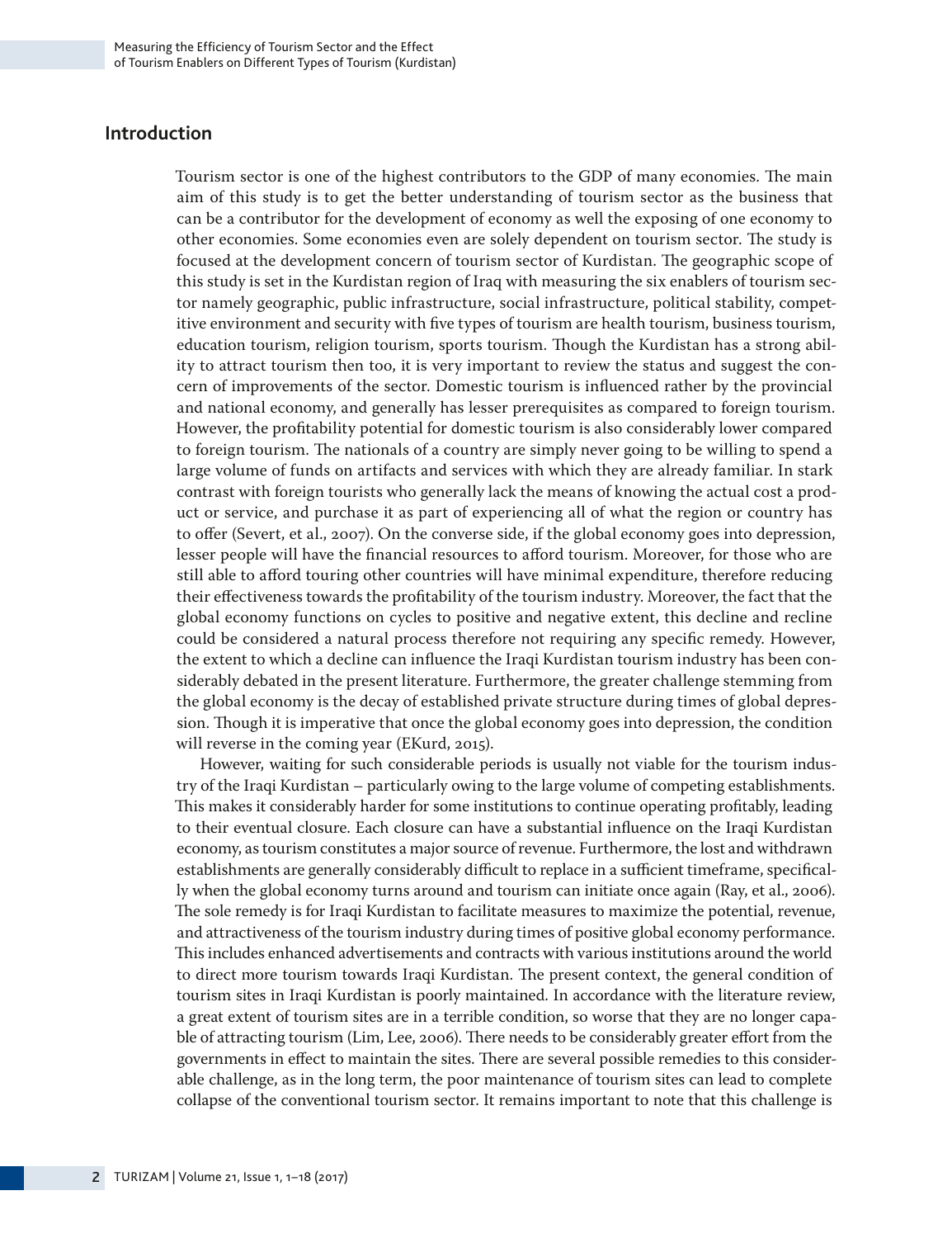## Introduction

Tourism sector is one of the highest contributors to the GDP of many economies. The main aim of this study is to get the better understanding of tourism sector as the business that can be a contributor for the development of economy as well the exposing of one economy to other economies. Some economies even are solely dependent on tourism sector. The study is focused at the development concern of tourism sector of Kurdistan. The geographic scope of this study is set in the Kurdistan region of Iraq with measuring the six enablers of tourism sector namely geographic, public infrastructure, social infrastructure, political stability, competitive environment and security with five types of tourism are health tourism, business tourism, education tourism, religion tourism, sports tourism. Though the Kurdistan has a strong ability to attract tourism then too, it is very important to review the status and suggest the concern of improvements of the sector. Domestic tourism is influenced rather by the provincial and national economy, and generally has lesser prerequisites as compared to foreign tourism. However, the profitability potential for domestic tourism is also considerably lower compared to foreign tourism. The nationals of a country are simply never going to be willing to spend a large volume of funds on artifacts and services with which they are already familiar. In stark contrast with foreign tourists who generally lack the means of knowing the actual cost a product or service, and purchase it as part of experiencing all of what the region or country has to offer (Severt, et al., 2007). On the converse side, if the global economy goes into depression, lesser people will have the financial resources to afford tourism. Moreover, for those who are still able to afford touring other countries will have minimal expenditure, therefore reducing their effectiveness towards the profitability of the tourism industry. Moreover, the fact that the global economy functions on cycles to positive and negative extent, this decline and recline could be considered a natural process therefore not requiring any specific remedy. However, the extent to which a decline can influence the Iraqi Kurdistan tourism industry has been considerably debated in the present literature. Furthermore, the greater challenge stemming from the global economy is the decay of established private structure during times of global depression. Though it is imperative that once the global economy goes into depression, the condition will reverse in the coming year (EKurd, 2015).

However, waiting for such considerable periods is usually not viable for the tourism industry of the Iraqi Kurdistan – particularly owing to the large volume of competing establishments. This makes it considerably harder for some institutions to continue operating profitably, leading to their eventual closure. Each closure can have a substantial influence on the Iraqi Kurdistan economy, as tourism constitutes a major source of revenue. Furthermore, the lost and withdrawn establishments are generally considerably difficult to replace in a sufficient timeframe, specifically when the global economy turns around and tourism can initiate once again (Ray, et al., 2006). The sole remedy is for Iraqi Kurdistan to facilitate measures to maximize the potential, revenue, and attractiveness of the tourism industry during times of positive global economy performance. This includes enhanced advertisements and contracts with various institutions around the world to direct more tourism towards Iraqi Kurdistan. The present context, the general condition of tourism sites in Iraqi Kurdistan is poorly maintained. In accordance with the literature review, a great extent of tourism sites are in a terrible condition, so worse that they are no longer capable of attracting tourism (Lim, Lee, 2006). There needs to be considerably greater effort from the governments in effect to maintain the sites. There are several possible remedies to this considerable challenge, as in the long term, the poor maintenance of tourism sites can lead to complete collapse of the conventional tourism sector. It remains important to note that this challenge is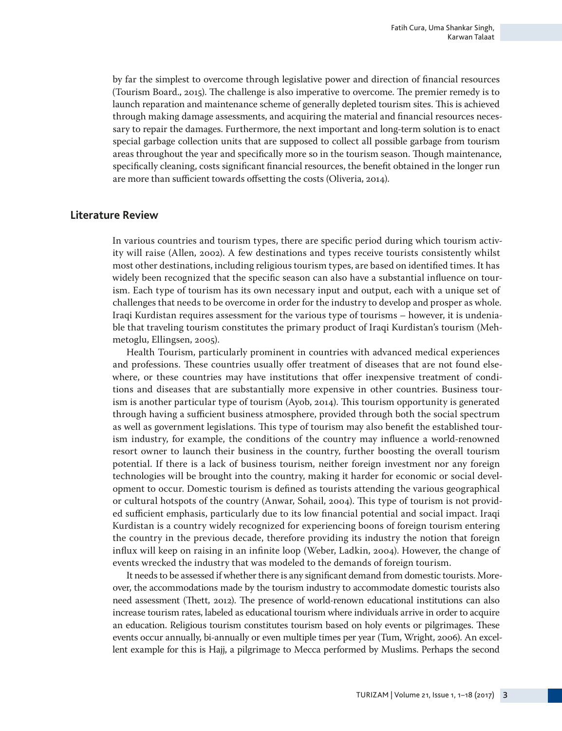by far the simplest to overcome through legislative power and direction of financial resources (Tourism Board., 2015). The challenge is also imperative to overcome. The premier remedy is to launch reparation and maintenance scheme of generally depleted tourism sites. This is achieved through making damage assessments, and acquiring the material and financial resources necessary to repair the damages. Furthermore, the next important and long-term solution is to enact special garbage collection units that are supposed to collect all possible garbage from tourism areas throughout the year and specifically more so in the tourism season. Though maintenance, specifically cleaning, costs significant financial resources, the benefit obtained in the longer run are more than sufficient towards offsetting the costs (Oliveria, 2014).

## Literature Review

In various countries and tourism types, there are specific period during which tourism activity will raise (Allen, 2002). A few destinations and types receive tourists consistently whilst most other destinations, including religious tourism types, are based on identified times. It has widely been recognized that the specific season can also have a substantial influence on tourism. Each type of tourism has its own necessary input and output, each with a unique set of challenges that needs to be overcome in order for the industry to develop and prosper as whole. Iraqi Kurdistan requires assessment for the various type of tourisms – however, it is undeniable that traveling tourism constitutes the primary product of Iraqi Kurdistan's tourism (Mehmetoglu, Ellingsen, 2005).

Health Tourism, particularly prominent in countries with advanced medical experiences and professions. These countries usually offer treatment of diseases that are not found elsewhere, or these countries may have institutions that offer inexpensive treatment of conditions and diseases that are substantially more expensive in other countries. Business tourism is another particular type of tourism (Ayob, 2014). This tourism opportunity is generated through having a sufficient business atmosphere, provided through both the social spectrum as well as government legislations. This type of tourism may also benefit the established tourism industry, for example, the conditions of the country may influence a world-renowned resort owner to launch their business in the country, further boosting the overall tourism potential. If there is a lack of business tourism, neither foreign investment nor any foreign technologies will be brought into the country, making it harder for economic or social development to occur. Domestic tourism is defined as tourists attending the various geographical or cultural hotspots of the country (Anwar, Sohail, 2004). This type of tourism is not provided sufficient emphasis, particularly due to its low financial potential and social impact. Iraqi Kurdistan is a country widely recognized for experiencing boons of foreign tourism entering the country in the previous decade, therefore providing its industry the notion that foreign influx will keep on raising in an infinite loop (Weber, Ladkin, 2004). However, the change of events wrecked the industry that was modeled to the demands of foreign tourism.

It needs to be assessed if whether there is any significant demand from domestic tourists. Moreover, the accommodations made by the tourism industry to accommodate domestic tourists also need assessment (Thett, 2012). The presence of world-renown educational institutions can also increase tourism rates, labeled as educational tourism where individuals arrive in order to acquire an education. Religious tourism constitutes tourism based on holy events or pilgrimages. These events occur annually, bi-annually or even multiple times per year (Tum, Wright, 2006). An excellent example for this is Hajj, a pilgrimage to Mecca performed by Muslims. Perhaps the second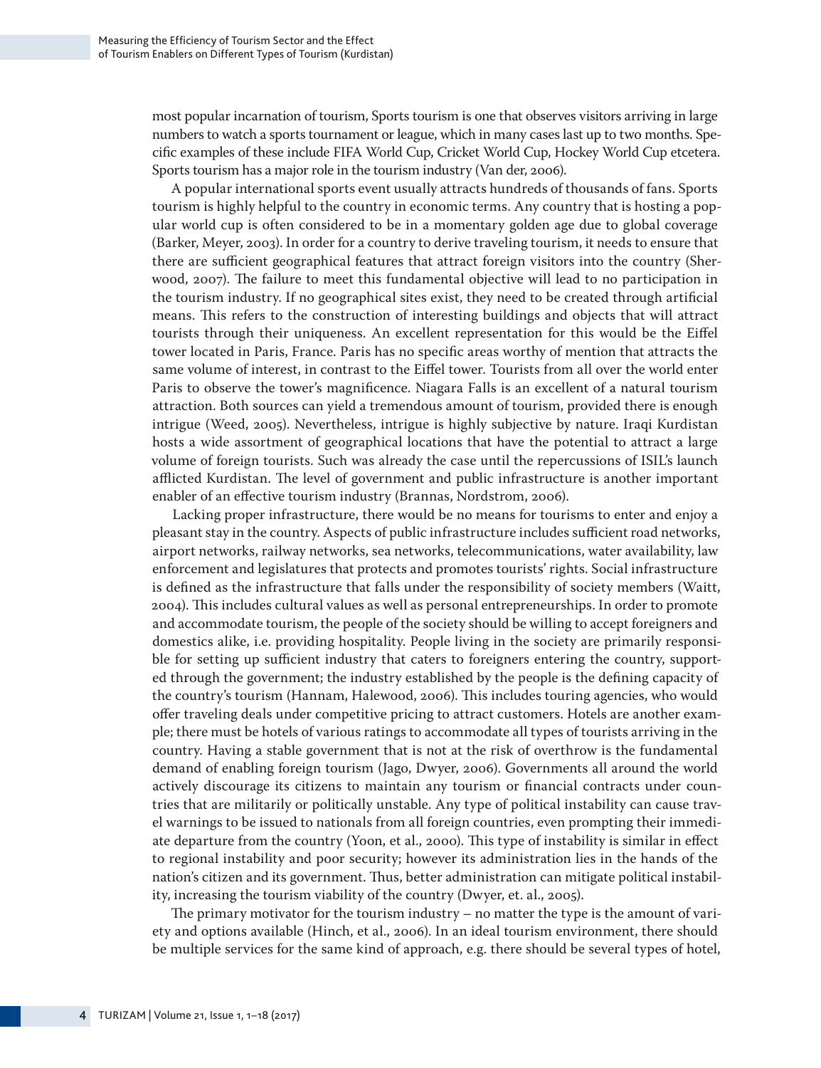most popular incarnation of tourism, Sports tourism is one that observes visitors arriving in large numbers to watch a sports tournament or league, which in many cases last up to two months. Specific examples of these include FIFA World Cup, Cricket World Cup, Hockey World Cup etcetera. Sports tourism has a major role in the tourism industry (Van der, 2006).

A popular international sports event usually attracts hundreds of thousands of fans. Sports tourism is highly helpful to the country in economic terms. Any country that is hosting a popular world cup is often considered to be in a momentary golden age due to global coverage (Barker, Meyer, 2003). In order for a country to derive traveling tourism, it needs to ensure that there are sufficient geographical features that attract foreign visitors into the country (Sherwood, 2007). The failure to meet this fundamental objective will lead to no participation in the tourism industry. If no geographical sites exist, they need to be created through artificial means. This refers to the construction of interesting buildings and objects that will attract tourists through their uniqueness. An excellent representation for this would be the Eiffel tower located in Paris, France. Paris has no specific areas worthy of mention that attracts the same volume of interest, in contrast to the Eiffel tower. Tourists from all over the world enter Paris to observe the tower's magnificence. Niagara Falls is an excellent of a natural tourism attraction. Both sources can yield a tremendous amount of tourism, provided there is enough intrigue (Weed, 2005). Nevertheless, intrigue is highly subjective by nature. Iraqi Kurdistan hosts a wide assortment of geographical locations that have the potential to attract a large volume of foreign tourists. Such was already the case until the repercussions of ISIL's launch afflicted Kurdistan. The level of government and public infrastructure is another important enabler of an effective tourism industry (Brannas, Nordstrom, 2006).

Lacking proper infrastructure, there would be no means for tourisms to enter and enjoy a pleasant stay in the country. Aspects of public infrastructure includes sufficient road networks, airport networks, railway networks, sea networks, telecommunications, water availability, law enforcement and legislatures that protects and promotes tourists' rights. Social infrastructure is defined as the infrastructure that falls under the responsibility of society members (Waitt, 2004). This includes cultural values as well as personal entrepreneurships. In order to promote and accommodate tourism, the people of the society should be willing to accept foreigners and domestics alike, i.e. providing hospitality. People living in the society are primarily responsible for setting up sufficient industry that caters to foreigners entering the country, supported through the government; the industry established by the people is the defining capacity of the country's tourism (Hannam, Halewood, 2006). This includes touring agencies, who would offer traveling deals under competitive pricing to attract customers. Hotels are another example; there must be hotels of various ratings to accommodate all types of tourists arriving in the country. Having a stable government that is not at the risk of overthrow is the fundamental demand of enabling foreign tourism (Jago, Dwyer, 2006). Governments all around the world actively discourage its citizens to maintain any tourism or financial contracts under countries that are militarily or politically unstable. Any type of political instability can cause travel warnings to be issued to nationals from all foreign countries, even prompting their immediate departure from the country (Yoon, et al., 2000). This type of instability is similar in effect to regional instability and poor security; however its administration lies in the hands of the nation's citizen and its government. Thus, better administration can mitigate political instability, increasing the tourism viability of the country (Dwyer, et. al., 2005).

The primary motivator for the tourism industry – no matter the type is the amount of variety and options available (Hinch, et al., 2006). In an ideal tourism environment, there should be multiple services for the same kind of approach, e.g. there should be several types of hotel,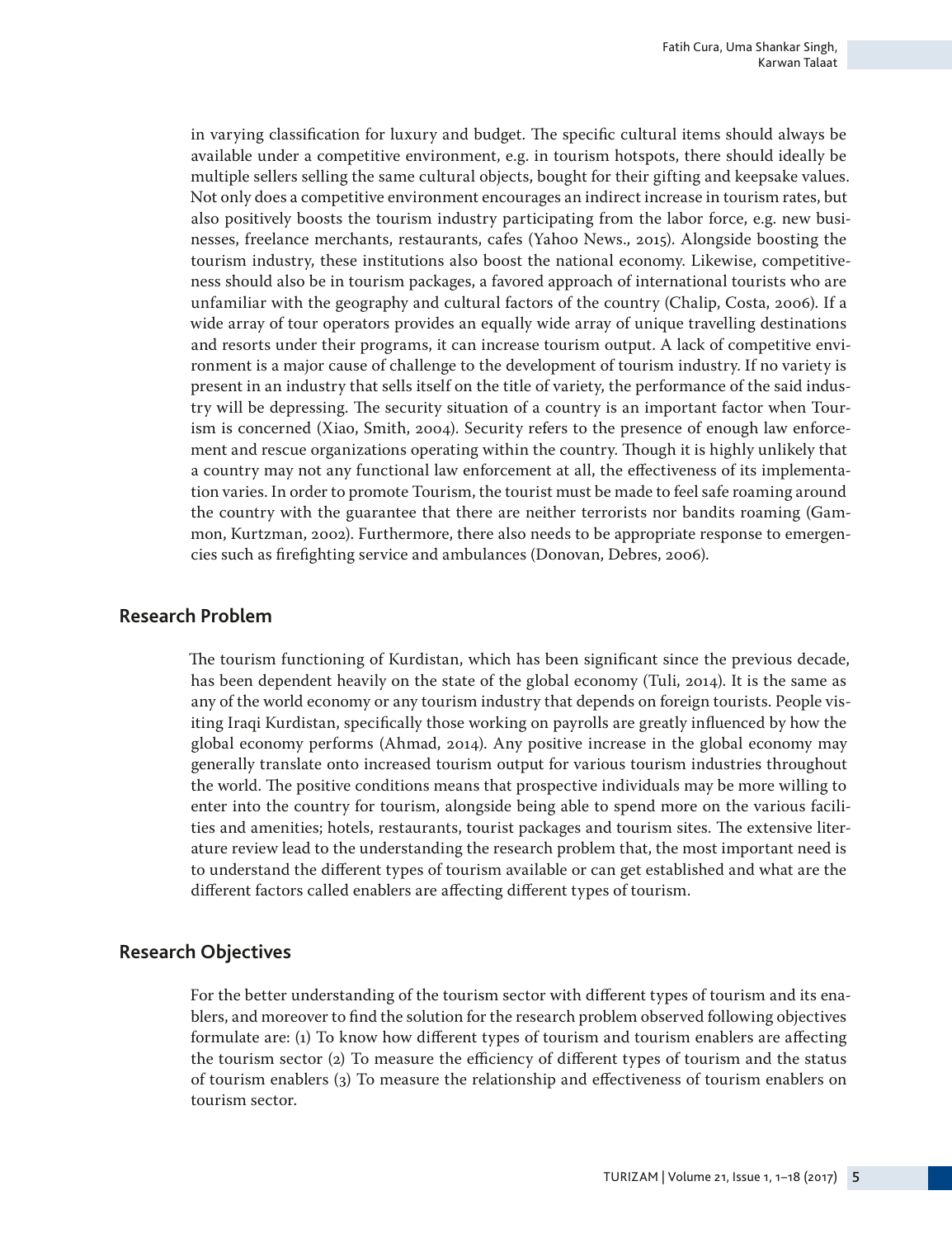in varying classification for luxury and budget. The specific cultural items should always be available under a competitive environment, e.g. in tourism hotspots, there should ideally be multiple sellers selling the same cultural objects, bought for their gifting and keepsake values. Not only does a competitive environment encourages an indirect increase in tourism rates, but also positively boosts the tourism industry participating from the labor force, e.g. new businesses, freelance merchants, restaurants, cafes (Yahoo News., 2015). Alongside boosting the tourism industry, these institutions also boost the national economy. Likewise, competitiveness should also be in tourism packages, a favored approach of international tourists who are unfamiliar with the geography and cultural factors of the country (Chalip, Costa, 2006). If a wide array of tour operators provides an equally wide array of unique travelling destinations and resorts under their programs, it can increase tourism output. A lack of competitive environment is a major cause of challenge to the development of tourism industry. If no variety is present in an industry that sells itself on the title of variety, the performance of the said industry will be depressing. The security situation of a country is an important factor when Tourism is concerned (Xiao, Smith, 2004). Security refers to the presence of enough law enforcement and rescue organizations operating within the country. Though it is highly unlikely that a country may not any functional law enforcement at all, the effectiveness of its implementation varies. In order to promote Tourism, the tourist must be made to feel safe roaming around the country with the guarantee that there are neither terrorists nor bandits roaming (Gammon, Kurtzman, 2002). Furthermore, there also needs to be appropriate response to emergencies such as firefighting service and ambulances (Donovan, Debres, 2006).

## Research Problem

The tourism functioning of Kurdistan, which has been significant since the previous decade, has been dependent heavily on the state of the global economy (Tuli, 2014). It is the same as any of the world economy or any tourism industry that depends on foreign tourists. People visiting Iraqi Kurdistan, specifically those working on payrolls are greatly influenced by how the global economy performs (Ahmad, 2014). Any positive increase in the global economy may generally translate onto increased tourism output for various tourism industries throughout the world. The positive conditions means that prospective individuals may be more willing to enter into the country for tourism, alongside being able to spend more on the various facilities and amenities; hotels, restaurants, tourist packages and tourism sites. The extensive literature review lead to the understanding the research problem that, the most important need is to understand the different types of tourism available or can get established and what are the different factors called enablers are affecting different types of tourism.

## Research Objectives

For the better understanding of the tourism sector with different types of tourism and its enablers, and moreover to find the solution for the research problem observed following objectives formulate are: (1) To know how different types of tourism and tourism enablers are affecting the tourism sector (2) To measure the efficiency of different types of tourism and the status of tourism enablers (3) To measure the relationship and effectiveness of tourism enablers on tourism sector.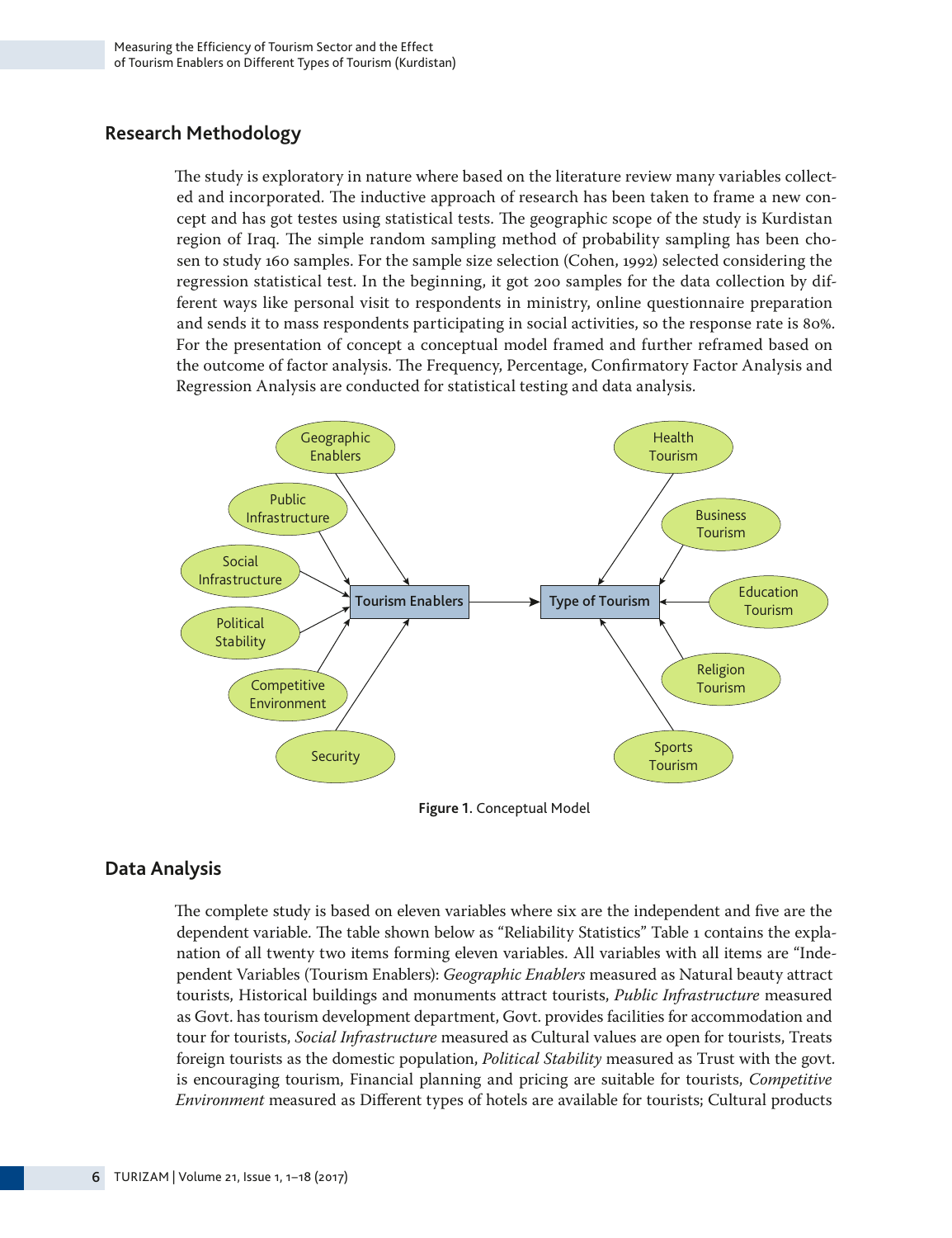## Research Methodology

The study is exploratory in nature where based on the literature review many variables collected and incorporated. The inductive approach of research has been taken to frame a new concept and has got testes using statistical tests. The geographic scope of the study is Kurdistan region of Iraq. The simple random sampling method of probability sampling has been chosen to study 160 samples. For the sample size selection (Cohen, 1992) selected considering the regression statistical test. In the beginning, it got 200 samples for the data collection by different ways like personal visit to respondents in ministry, online questionnaire preparation and sends it to mass respondents participating in social activities, so the response rate is 80%. For the presentation of concept a conceptual model framed and further reframed based on the outcome of factor analysis. The Frequency, Percentage, Confirmatory Factor Analysis and Regression Analysis are conducted for statistical testing and data analysis.

Geographic Enablers, Public Infrastructure, Social Infrastructure, Political Stability, Competitive Environment, Security → Tourism Enablers → Type of Tourism ← Health Tourism, Business Tourism, Education Tourism, Religion Tourism, Sports Tourism

**Figure 1.** Conceptual Model

## Data Analysis

The complete study is based on eleven variables where six are the independent and five are the dependent variable. The table shown below as "Reliability Statistics" Table 1 contains the explanation of all twenty two items forming eleven variables. All variables with all items are "Independent Variables (Tourism Enablers): *Geographic Enablers* measured as Natural beauty attract tourists, Historical buildings and monuments attract tourists, *Public Infrastructure* measured as Govt. has tourism development department, Govt. provides facilities for accommodation and tour for tourists, *Social Infrastructure* measured as Cultural values are open for tourists, Treats foreign tourists as the domestic population, *Political Stability* measured as Trust with the govt. is encouraging tourism, Financial planning and pricing are suitable for tourists, *Competitive Environment* measured as Different types of hotels are available for tourists; Cultural products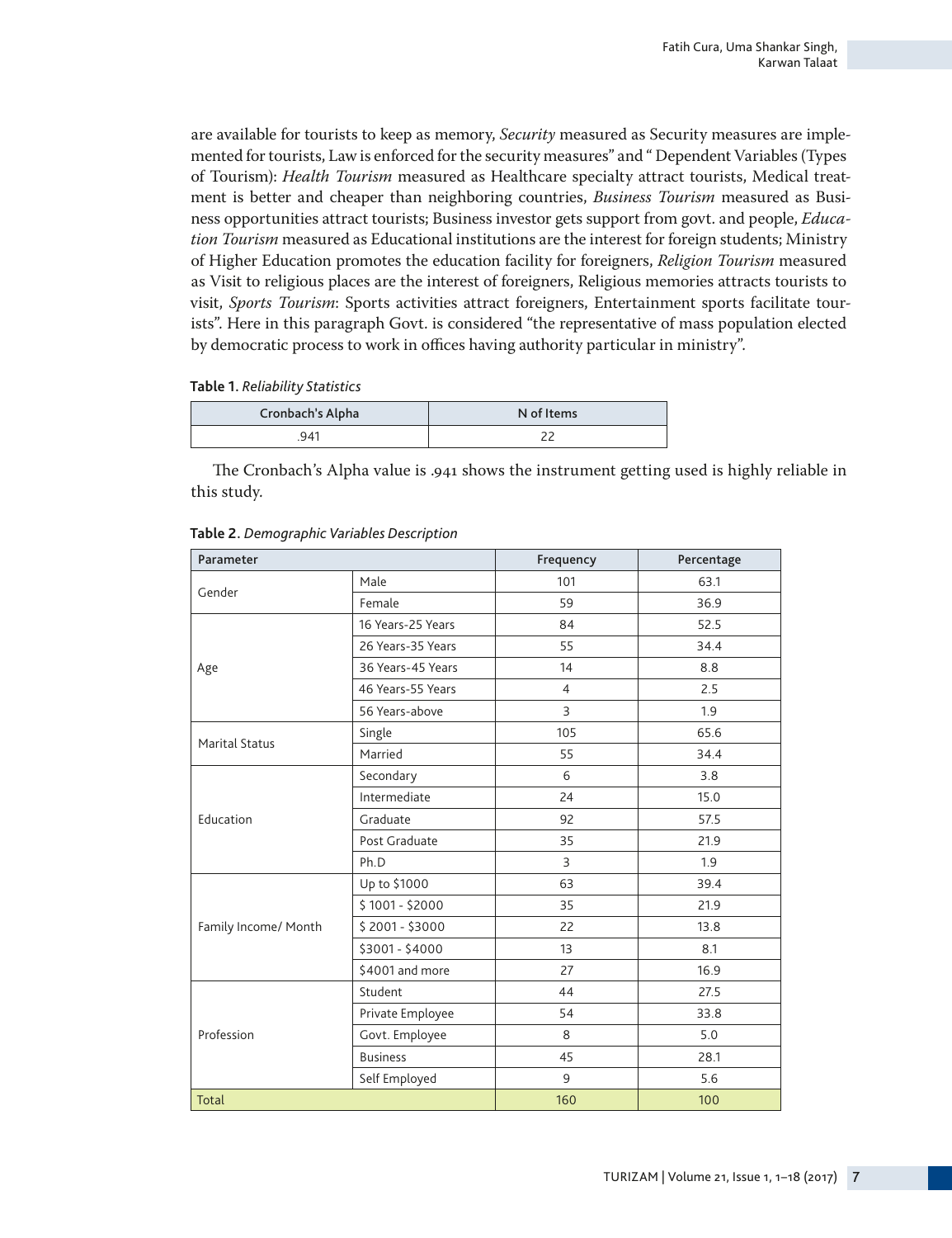are available for tourists to keep as memory, *Security* measured as Security measures are implemented for tourists, Law is enforced for the security measures" and " Dependent Variables (Types of Tourism): *Health Tourism* measured as Healthcare specialty attract tourists, Medical treatment is better and cheaper than neighboring countries, *Business Tourism* measured as Business opportunities attract tourists; Business investor gets support from govt. and people, *Education Tourism* measured as Educational institutions are the interest for foreign students; Ministry of Higher Education promotes the education facility for foreigners, *Religion Tourism* measured as Visit to religious places are the interest of foreigners, Religious memories attracts tourists to visit, *Sports Tourism*: Sports activities attract foreigners, Entertainment sports facilitate tourists". Here in this paragraph Govt. is considered "the representative of mass population elected by democratic process to work in offices having authority particular in ministry".

**Table 1.** *Reliability Statistics*

| Cronbach's Alpha | N of Items |
|---|---|
| .941 | 22 |

The Cronbach's Alpha value is .941 shows the instrument getting used is highly reliable in this study.

**Table 2.** *Demographic Variables Description*

| Parameter | | Frequency | Percentage |
|---|---|---|---|
| Gender | Male | 101 | 63.1 |
| | Female | 59 | 36.9 |
| Age | 16 Years-25 Years | 84 | 52.5 |
| | 26 Years-35 Years | 55 | 34.4 |
| | 36 Years-45 Years | 14 | 8.8 |
| | 46 Years-55 Years | 4 | 2.5 |
| | 56 Years-above | 3 | 1.9 |
| Marital Status | Single | 105 | 65.6 |
| | Married | 55 | 34.4 |
| Education | Secondary | 6 | 3.8 |
| | Intermediate | 24 | 15.0 |
| | Graduate | 92 | 57.5 |
| | Post Graduate | 35 | 21.9 |
| | Ph.D | 3 | 1.9 |
| Family Income/ Month | Up to $1000 | 63 | 39.4 |
| | $ 1001 - $2000 | 35 | 21.9 |
| | $ 2001 - $3000 | 22 | 13.8 |
| | $3001 - $4000 | 13 | 8.1 |
| | $4001 and more | 27 | 16.9 |
| Profession | Student | 44 | 27.5 |
| | Private Employee | 54 | 33.8 |
| | Govt. Employee | 8 | 5.0 |
| | Business | 45 | 28.1 |
| | Self Employed | 9 | 5.6 |
| Total | | 160 | 100 |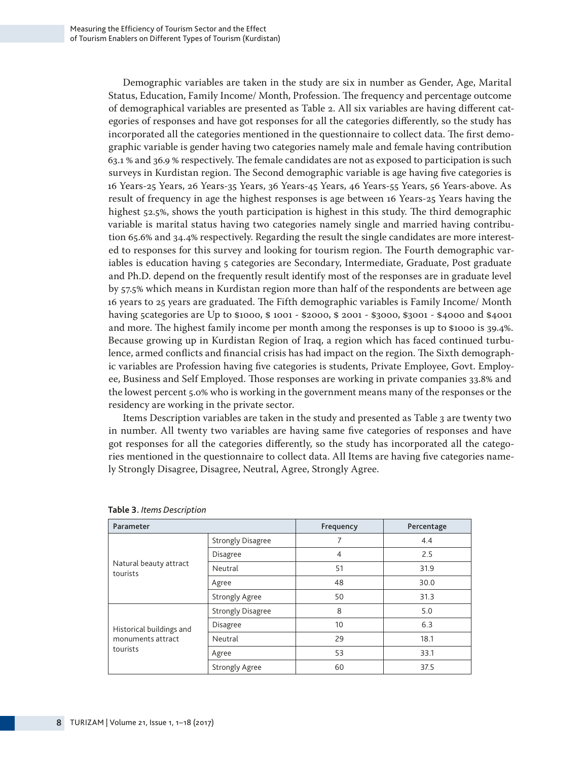Demographic variables are taken in the study are six in number as Gender, Age, Marital Status, Education, Family Income/ Month, Profession. The frequency and percentage outcome of demographical variables are presented as Table 2. All six variables are having different categories of responses and have got responses for all the categories differently, so the study has incorporated all the categories mentioned in the questionnaire to collect data. The first demographic variable is gender having two categories namely male and female having contribution 63.1 % and 36.9 % respectively. The female candidates are not as exposed to participation is such surveys in Kurdistan region. The Second demographic variable is age having five categories is 16 Years-25 Years, 26 Years-35 Years, 36 Years-45 Years, 46 Years-55 Years, 56 Years-above. As result of frequency in age the highest responses is age between 16 Years-25 Years having the highest 52.5%, shows the youth participation is highest in this study. The third demographic variable is marital status having two categories namely single and married having contribution 65.6% and 34.4% respectively. Regarding the result the single candidates are more interested to responses for this survey and looking for tourism region. The Fourth demographic variables is education having 5 categories are Secondary, Intermediate, Graduate, Post graduate and Ph.D. depend on the frequently result identify most of the responses are in graduate level by 57.5% which means in Kurdistan region more than half of the respondents are between age 16 years to 25 years are graduated. The Fifth demographic variables is Family Income/ Month having 5categories are Up to $1000, $ 1001 - $2000, $ 2001 - $3000, $3001 - $4000 and $4001 and more. The highest family income per month among the responses is up to $1000 is 39.4%. Because growing up in Kurdistan Region of Iraq, a region which has faced continued turbulence, armed conflicts and financial crisis has had impact on the region. The Sixth demographic variables are Profession having five categories is students, Private Employee, Govt. Employee, Business and Self Employed. Those responses are working in private companies 33.8% and the lowest percent 5.0% who is working in the government means many of the responses or the residency are working in the private sector.

Items Description variables are taken in the study and presented as Table 3 are twenty two in number. All twenty two variables are having same five categories of responses and have got responses for all the categories differently, so the study has incorporated all the categories mentioned in the questionnaire to collect data. All Items are having five categories namely Strongly Disagree, Disagree, Neutral, Agree, Strongly Agree.

**Table 3**. *Items Description*

| Parameter | | Frequency | Percentage |
|---|---|---|---|
| Natural beauty attract tourists | Strongly Disagree | 7 | 4.4 |
| | Disagree | 4 | 2.5 |
| | Neutral | 51 | 31.9 |
| | Agree | 48 | 30.0 |
| | Strongly Agree | 50 | 31.3 |
| Historical buildings and monuments attract tourists | Strongly Disagree | 8 | 5.0 |
| | Disagree | 10 | 6.3 |
| | Neutral | 29 | 18.1 |
| | Agree | 53 | 33.1 |
| | Strongly Agree | 60 | 37.5 |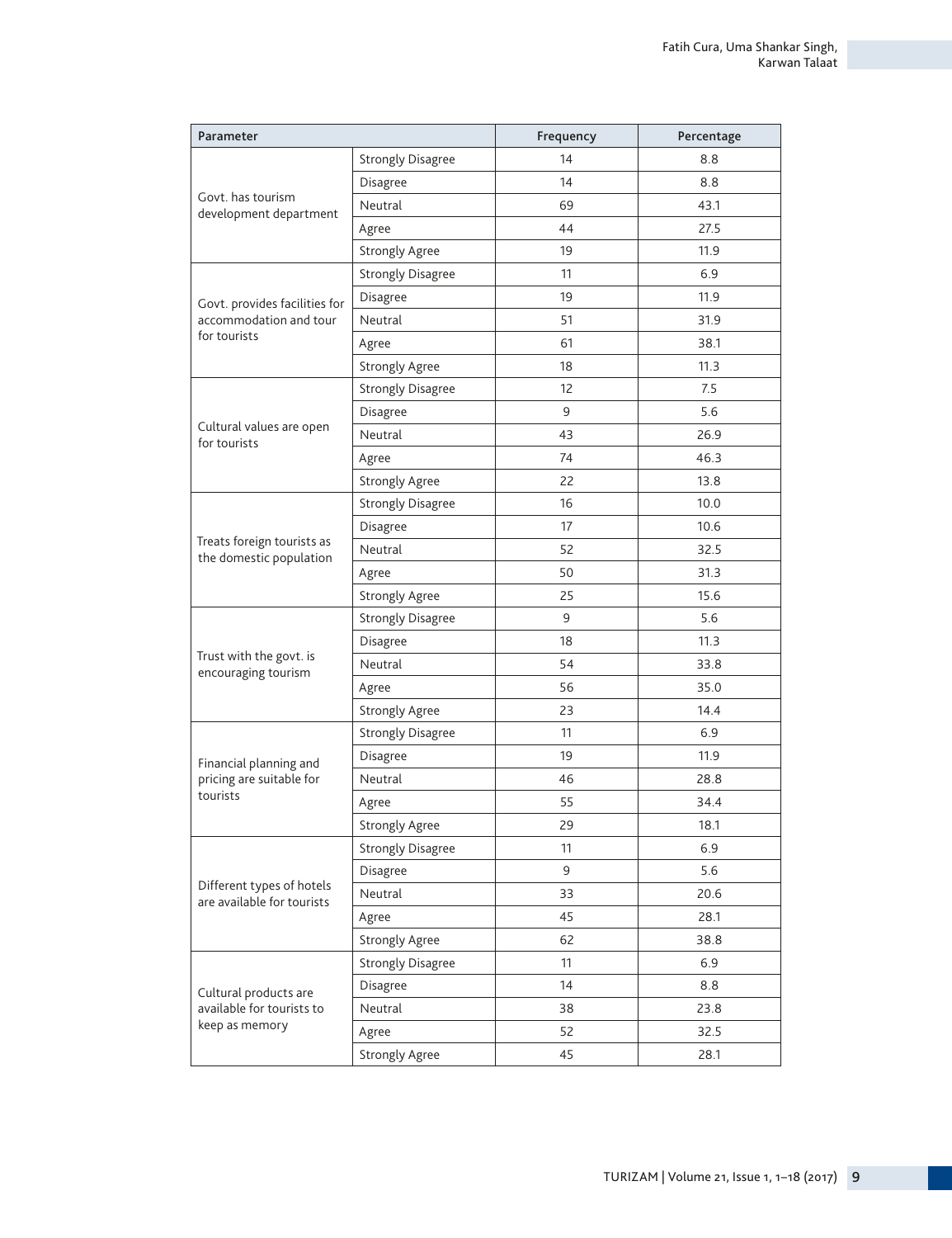| Parameter | | Frequency | Percentage |
|---|---|---|---|
| Govt. has tourism development department | Strongly Disagree | 14 | 8.8 |
| | Disagree | 14 | 8.8 |
| | Neutral | 69 | 43.1 |
| | Agree | 44 | 27.5 |
| | Strongly Agree | 19 | 11.9 |
| Govt. provides facilities for accommodation and tour for tourists | Strongly Disagree | 11 | 6.9 |
| | Disagree | 19 | 11.9 |
| | Neutral | 51 | 31.9 |
| | Agree | 61 | 38.1 |
| | Strongly Agree | 18 | 11.3 |
| Cultural values are open for tourists | Strongly Disagree | 12 | 7.5 |
| | Disagree | 9 | 5.6 |
| | Neutral | 43 | 26.9 |
| | Agree | 74 | 46.3 |
| | Strongly Agree | 22 | 13.8 |
| Treats foreign tourists as the domestic population | Strongly Disagree | 16 | 10.0 |
| | Disagree | 17 | 10.6 |
| | Neutral | 52 | 32.5 |
| | Agree | 50 | 31.3 |
| | Strongly Agree | 25 | 15.6 |
| Trust with the govt. is encouraging tourism | Strongly Disagree | 9 | 5.6 |
| | Disagree | 18 | 11.3 |
| | Neutral | 54 | 33.8 |
| | Agree | 56 | 35.0 |
| | Strongly Agree | 23 | 14.4 |
| Financial planning and pricing are suitable for tourists | Strongly Disagree | 11 | 6.9 |
| | Disagree | 19 | 11.9 |
| | Neutral | 46 | 28.8 |
| | Agree | 55 | 34.4 |
| | Strongly Agree | 29 | 18.1 |
| Different types of hotels are available for tourists | Strongly Disagree | 11 | 6.9 |
| | Disagree | 9 | 5.6 |
| | Neutral | 33 | 20.6 |
| | Agree | 45 | 28.1 |
| | Strongly Agree | 62 | 38.8 |
| Cultural products are available for tourists to keep as memory | Strongly Disagree | 11 | 6.9 |
| | Disagree | 14 | 8.8 |
| | Neutral | 38 | 23.8 |
| | Agree | 52 | 32.5 |
| | Strongly Agree | 45 | 28.1 |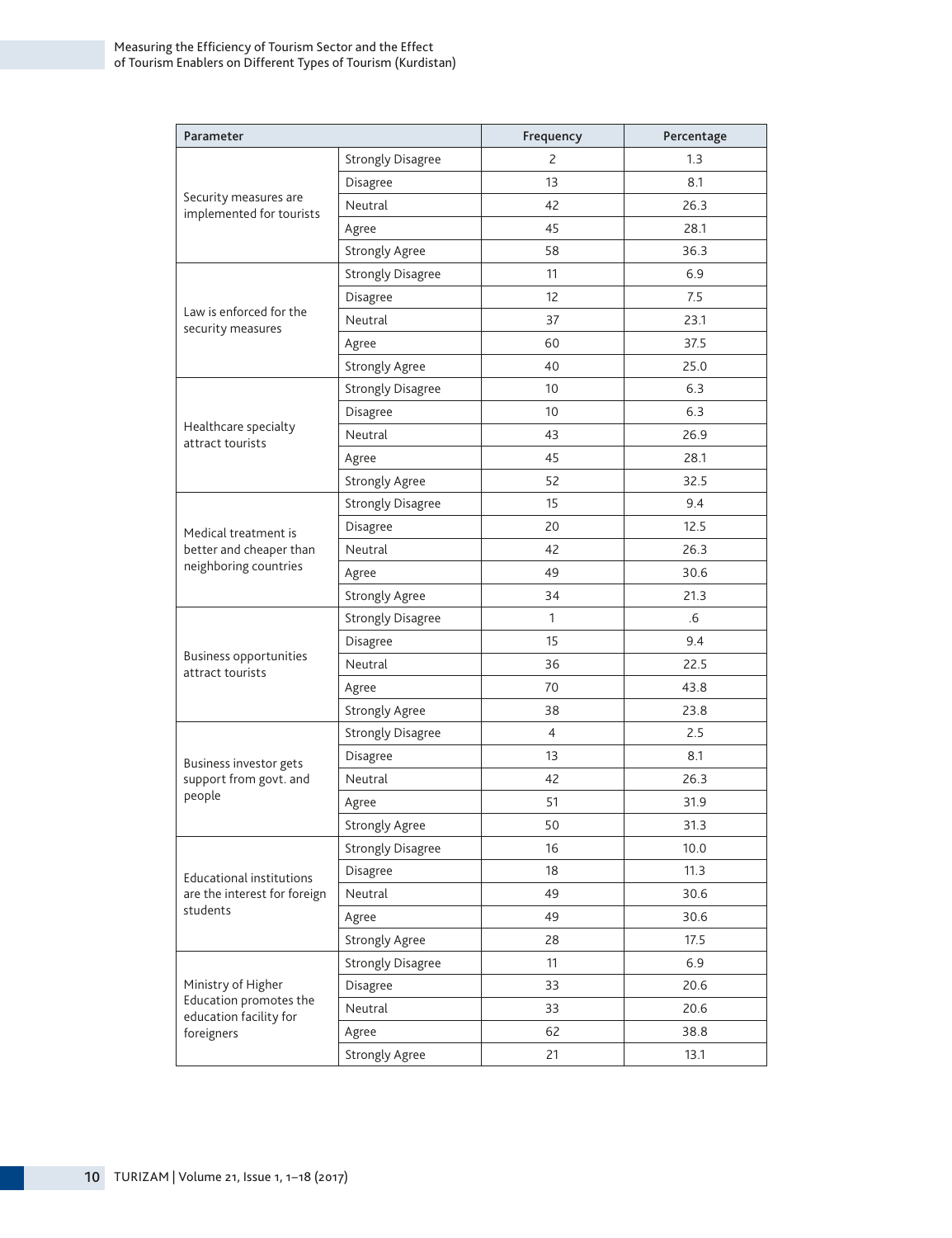| Parameter | | Frequency | Percentage |
|---|---|---|---|
| Security measures are implemented for tourists | Strongly Disagree | 2 | 1.3 |
| | Disagree | 13 | 8.1 |
| | Neutral | 42 | 26.3 |
| | Agree | 45 | 28.1 |
| | Strongly Agree | 58 | 36.3 |
| Law is enforced for the security measures | Strongly Disagree | 11 | 6.9 |
| | Disagree | 12 | 7.5 |
| | Neutral | 37 | 23.1 |
| | Agree | 60 | 37.5 |
| | Strongly Agree | 40 | 25.0 |
| Healthcare specialty attract tourists | Strongly Disagree | 10 | 6.3 |
| | Disagree | 10 | 6.3 |
| | Neutral | 43 | 26.9 |
| | Agree | 45 | 28.1 |
| | Strongly Agree | 52 | 32.5 |
| Medical treatment is better and cheaper than neighboring countries | Strongly Disagree | 15 | 9.4 |
| | Disagree | 20 | 12.5 |
| | Neutral | 42 | 26.3 |
| | Agree | 49 | 30.6 |
| | Strongly Agree | 34 | 21.3 |
| Business opportunities attract tourists | Strongly Disagree | 1 | .6 |
| | Disagree | 15 | 9.4 |
| | Neutral | 36 | 22.5 |
| | Agree | 70 | 43.8 |
| | Strongly Agree | 38 | 23.8 |
| Business investor gets support from govt. and people | Strongly Disagree | 4 | 2.5 |
| | Disagree | 13 | 8.1 |
| | Neutral | 42 | 26.3 |
| | Agree | 51 | 31.9 |
| | Strongly Agree | 50 | 31.3 |
| Educational institutions are the interest for foreign students | Strongly Disagree | 16 | 10.0 |
| | Disagree | 18 | 11.3 |
| | Neutral | 49 | 30.6 |
| | Agree | 49 | 30.6 |
| | Strongly Agree | 28 | 17.5 |
| Ministry of Higher Education promotes the education facility for foreigners | Strongly Disagree | 11 | 6.9 |
| | Disagree | 33 | 20.6 |
| | Neutral | 33 | 20.6 |
| | Agree | 62 | 38.8 |
| | Strongly Agree | 21 | 13.1 |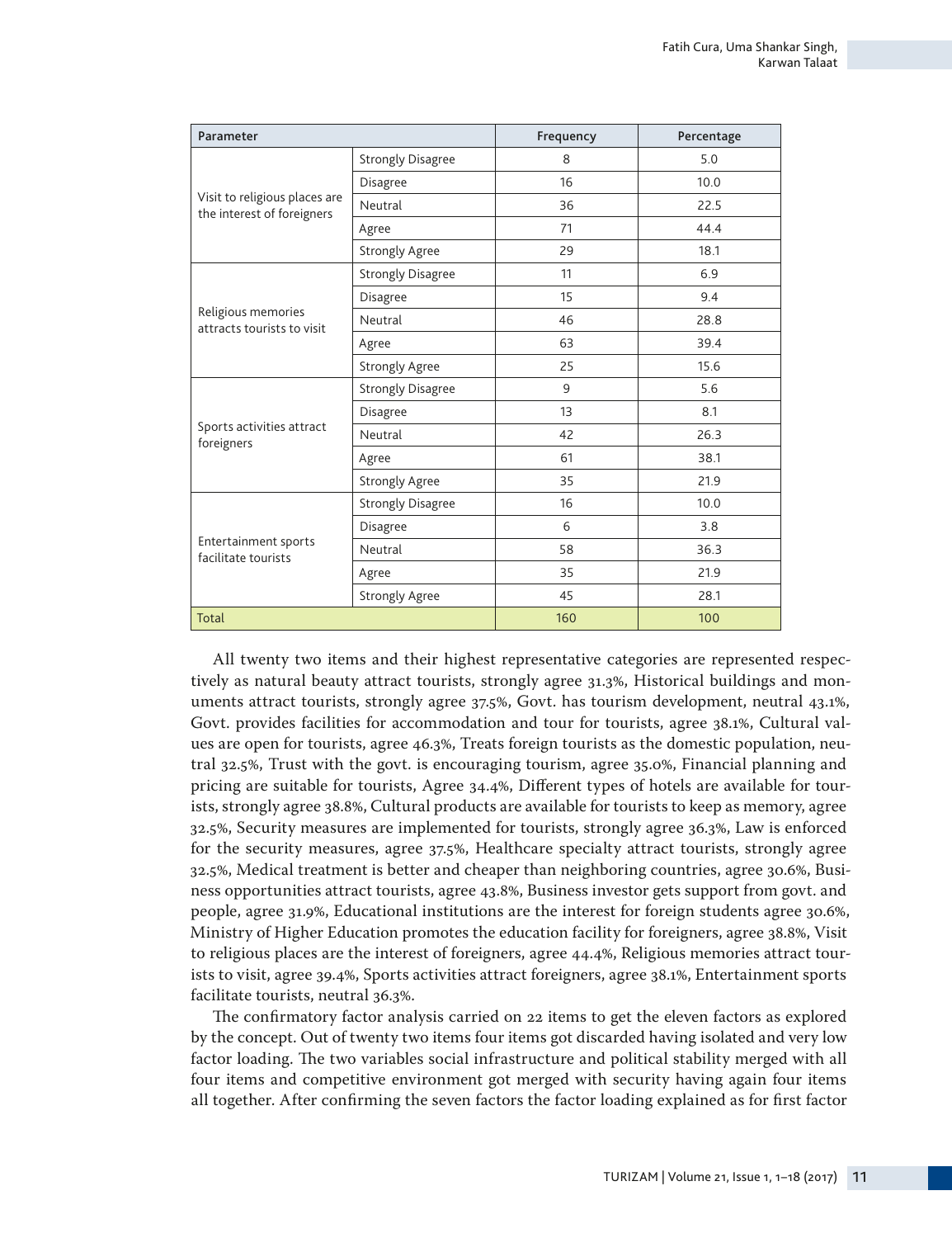| Parameter | | Frequency | Percentage |
|---|---|---|---|
| Visit to religious places are the interest of foreigners | Strongly Disagree | 8 | 5.0 |
| | Disagree | 16 | 10.0 |
| | Neutral | 36 | 22.5 |
| | Agree | 71 | 44.4 |
| | Strongly Agree | 29 | 18.1 |
| Religious memories attracts tourists to visit | Strongly Disagree | 11 | 6.9 |
| | Disagree | 15 | 9.4 |
| | Neutral | 46 | 28.8 |
| | Agree | 63 | 39.4 |
| | Strongly Agree | 25 | 15.6 |
| Sports activities attract foreigners | Strongly Disagree | 9 | 5.6 |
| | Disagree | 13 | 8.1 |
| | Neutral | 42 | 26.3 |
| | Agree | 61 | 38.1 |
| | Strongly Agree | 35 | 21.9 |
| Entertainment sports facilitate tourists | Strongly Disagree | 16 | 10.0 |
| | Disagree | 6 | 3.8 |
| | Neutral | 58 | 36.3 |
| | Agree | 35 | 21.9 |
| | Strongly Agree | 45 | 28.1 |
| Total | | 160 | 100 |

All twenty two items and their highest representative categories are represented respectively as natural beauty attract tourists, strongly agree 31.3%, Historical buildings and monuments attract tourists, strongly agree 37.5%, Govt. has tourism development, neutral 43.1%, Govt. provides facilities for accommodation and tour for tourists, agree 38.1%, Cultural values are open for tourists, agree 46.3%, Treats foreign tourists as the domestic population, neutral 32.5%, Trust with the govt. is encouraging tourism, agree 35.0%, Financial planning and pricing are suitable for tourists, Agree 34.4%, Different types of hotels are available for tourists, strongly agree 38.8%, Cultural products are available for tourists to keep as memory, agree 32.5%, Security measures are implemented for tourists, strongly agree 36.3%, Law is enforced for the security measures, agree 37.5%, Healthcare specialty attract tourists, strongly agree 32.5%, Medical treatment is better and cheaper than neighboring countries, agree 30.6%, Business opportunities attract tourists, agree 43.8%, Business investor gets support from govt. and people, agree 31.9%, Educational institutions are the interest for foreign students agree 30.6%, Ministry of Higher Education promotes the education facility for foreigners, agree 38.8%, Visit to religious places are the interest of foreigners, agree 44.4%, Religious memories attract tourists to visit, agree 39.4%, Sports activities attract foreigners, agree 38.1%, Entertainment sports facilitate tourists, neutral 36.3%.

The confirmatory factor analysis carried on 22 items to get the eleven factors as explored by the concept. Out of twenty two items four items got discarded having isolated and very low factor loading. The two variables social infrastructure and political stability merged with all four items and competitive environment got merged with security having again four items all together. After confirming the seven factors the factor loading explained as for first factor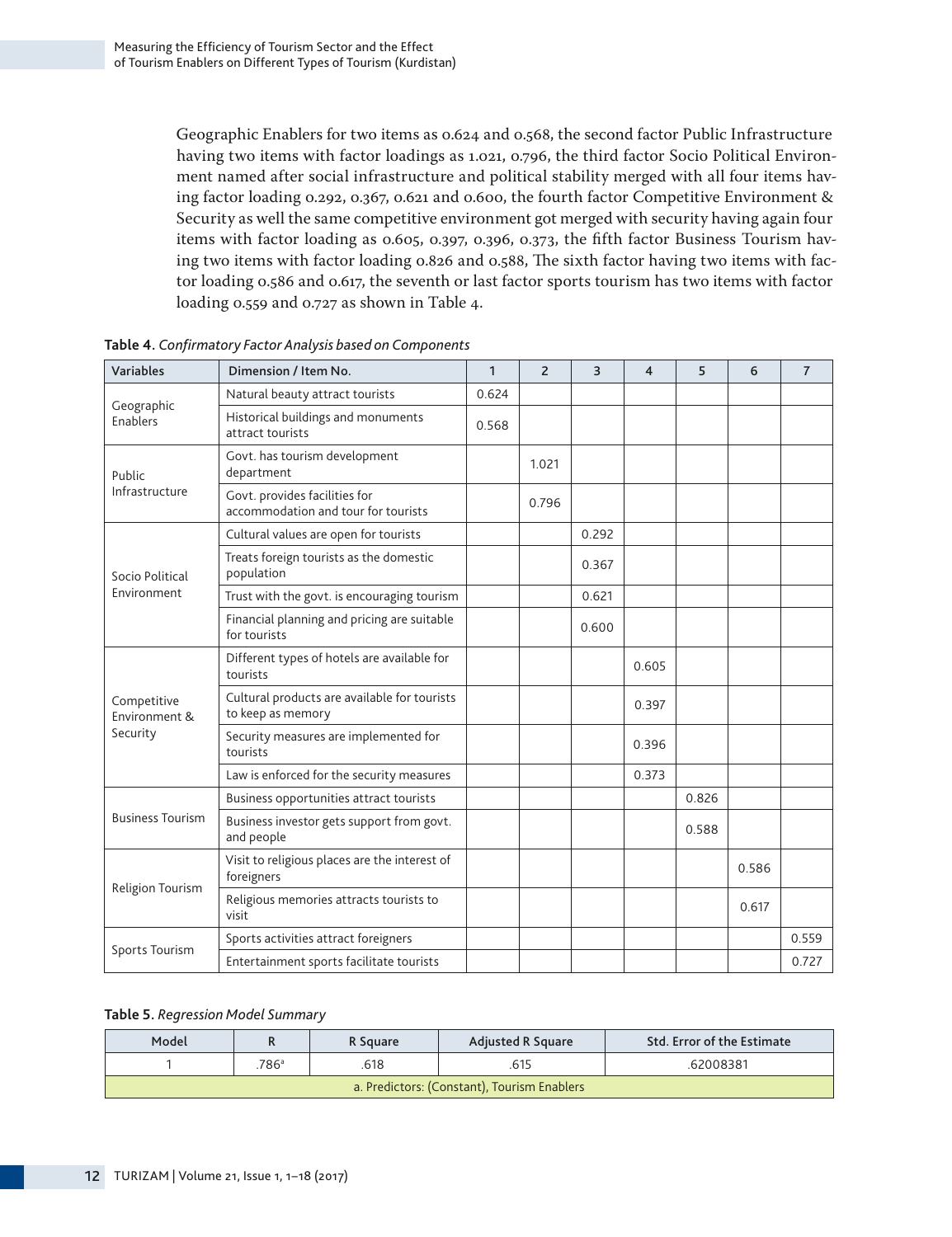Geographic Enablers for two items as 0.624 and 0.568, the second factor Public Infrastructure having two items with factor loadings as 1.021, 0.796, the third factor Socio Political Environment named after social infrastructure and political stability merged with all four items having factor loading 0.292, 0.367, 0.621 and 0.600, the fourth factor Competitive Environment & Security as well the same competitive environment got merged with security having again four items with factor loading as 0.605, 0.397, 0.396, 0.373, the fifth factor Business Tourism having two items with factor loading 0.826 and 0.588, The sixth factor having two items with factor loading 0.586 and 0.617, the seventh or last factor sports tourism has two items with factor loading 0.559 and 0.727 as shown in Table 4.

**Table 4.** *Confirmatory Factor Analysis based on Components*

| Variables | Dimension / Item No. | 1 | 2 | 3 | 4 | 5 | 6 | 7 |
|---|---|---|---|---|---|---|---|---|
| Geographic Enablers | Natural beauty attract tourists | 0.624 | | | | | | |
| | Historical buildings and monuments attract tourists | 0.568 | | | | | | |
| Public Infrastructure | Govt. has tourism development department | | 1.021 | | | | | |
| | Govt. provides facilities for accommodation and tour for tourists | | 0.796 | | | | | |
| Socio Political Environment | Cultural values are open for tourists | | | 0.292 | | | | |
| | Treats foreign tourists as the domestic population | | | 0.367 | | | | |
| | Trust with the govt. is encouraging tourism | | | 0.621 | | | | |
| | Financial planning and pricing are suitable for tourists | | | 0.600 | | | | |
| Competitive Environment & Security | Different types of hotels are available for tourists | | | | 0.605 | | | |
| | Cultural products are available for tourists to keep as memory | | | | 0.397 | | | |
| | Security measures are implemented for tourists | | | | 0.396 | | | |
| | Law is enforced for the security measures | | | | 0.373 | | | |
| Business Tourism | Business opportunities attract tourists | | | | | 0.826 | | |
| | Business investor gets support from govt. and people | | | | | 0.588 | | |
| Religion Tourism | Visit to religious places are the interest of foreigners | | | | | | 0.586 | |
| | Religious memories attracts tourists to visit | | | | | | 0.617 | |
| Sports Tourism | Sports activities attract foreigners | | | | | | | 0.559 |
| | Entertainment sports facilitate tourists | | | | | | | 0.727 |

**Table 5.** *Regression Model Summary*

| Model | R | R Square | Adjusted R Square | Std. Error of the Estimate |
|---|---|---|---|---|
| 1 | .786[a] | .618 | .615 | .62008381 |
| a. Predictors: (Constant), Tourism Enablers | | | | |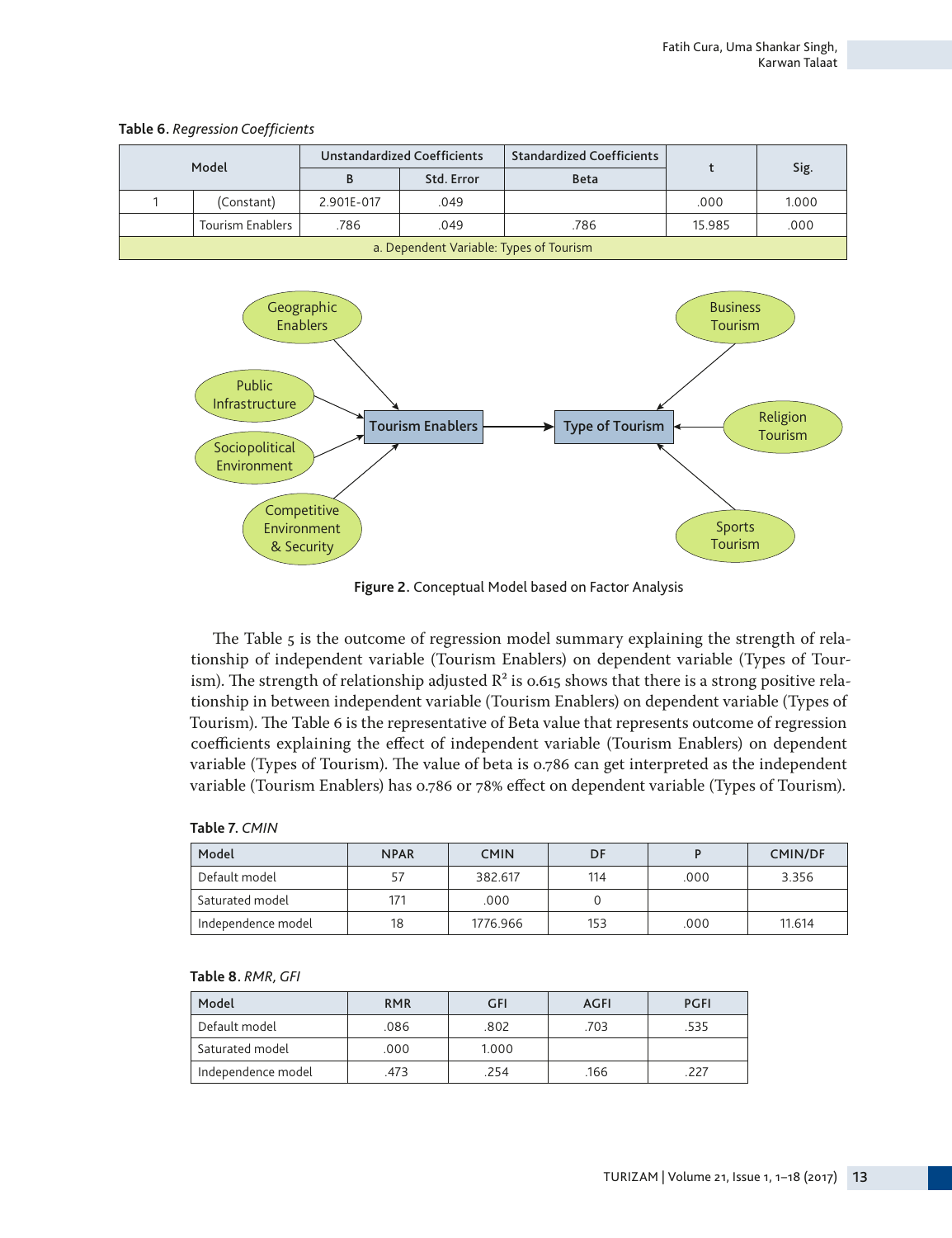**Table 6.** *Regression Coefficients*

| Model | | Unstandardized Coefficients | | Standardized Coefficients | t | Sig. |
|---|---|---|---|---|---|---|
| | | B | Std. Error | Beta | | |
| 1 | (Constant) | 2.901E-017 | .049 | | .000 | 1.000 |
| | Tourism Enablers | .786 | .049 | .786 | 15.985 | .000 |
| a. Dependent Variable: Types of Tourism | | | | | | |

**Figure 2.** Conceptual Model based on Factor Analysis

The Table 5 is the outcome of regression model summary explaining the strength of relationship of independent variable (Tourism Enablers) on dependent variable (Types of Tourism). The strength of relationship adjusted $R^2$ is 0.615 shows that there is a strong positive relationship in between independent variable (Tourism Enablers) on dependent variable (Types of Tourism). The Table 6 is the representative of Beta value that represents outcome of regression coefficients explaining the effect of independent variable (Tourism Enablers) on dependent variable (Types of Tourism). The value of beta is 0.786 can get interpreted as the independent variable (Tourism Enablers) has 0.786 or 78% effect on dependent variable (Types of Tourism).

**Table 7.** *CMIN*

| Model | NPAR | CMIN | DF | P | CMIN/DF |
|---|---|---|---|---|---|
| Default model | 57 | 382.617 | 114 | .000 | 3.356 |
| Saturated model | 171 | .000 | 0 | | |
| Independence model | 18 | 1776.966 | 153 | .000 | 11.614 |

**Table 8.** *RMR, GFI*

| Model | RMR | GFI | AGFI | PGFI |
|---|---|---|---|---|
| Default model | .086 | .802 | .703 | .535 |
| Saturated model | .000 | 1.000 | | |
| Independence model | .473 | .254 | .166 | .227 |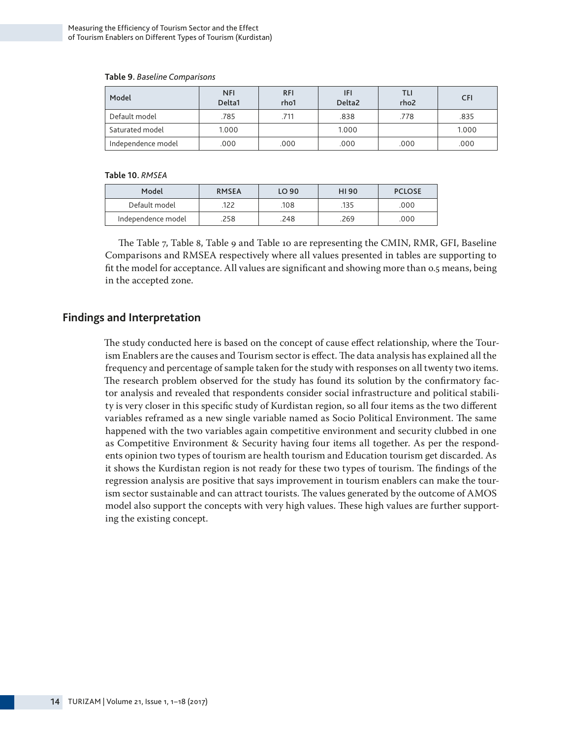**Table 9**. *Baseline Comparisons*

| Model | NFI Delta1 | RFI rho1 | IFI Delta2 | TLI rho2 | CFI |
|---|---|---|---|---|---|
| Default model | .785 | .711 | .838 | .778 | .835 |
| Saturated model | 1.000 | | 1.000 | | 1.000 |
| Independence model | .000 | .000 | .000 | .000 | .000 |

**Table 10.** *RMSEA*

| Model | RMSEA | LO 90 | HI 90 | PCLOSE |
|---|---|---|---|---|
| Default model | .122 | .108 | .135 | .000 |
| Independence model | .258 | .248 | .269 | .000 |

The Table 7, Table 8, Table 9 and Table 10 are representing the CMIN, RMR, GFI, Baseline Comparisons and RMSEA respectively where all values presented in tables are supporting to fit the model for acceptance. All values are significant and showing more than 0.5 means, being in the accepted zone.

## Findings and Interpretation

The study conducted here is based on the concept of cause effect relationship, where the Tourism Enablers are the causes and Tourism sector is effect. The data analysis has explained all the frequency and percentage of sample taken for the study with responses on all twenty two items. The research problem observed for the study has found its solution by the confirmatory factor analysis and revealed that respondents consider social infrastructure and political stability is very closer in this specific study of Kurdistan region, so all four items as the two different variables reframed as a new single variable named as Socio Political Environment. The same happened with the two variables again competitive environment and security clubbed in one as Competitive Environment & Security having four items all together. As per the respondents opinion two types of tourism are health tourism and Education tourism get discarded. As it shows the Kurdistan region is not ready for these two types of tourism. The findings of the regression analysis are positive that says improvement in tourism enablers can make the tourism sector sustainable and can attract tourists. The values generated by the outcome of AMOS model also support the concepts with very high values. These high values are further supporting the existing concept.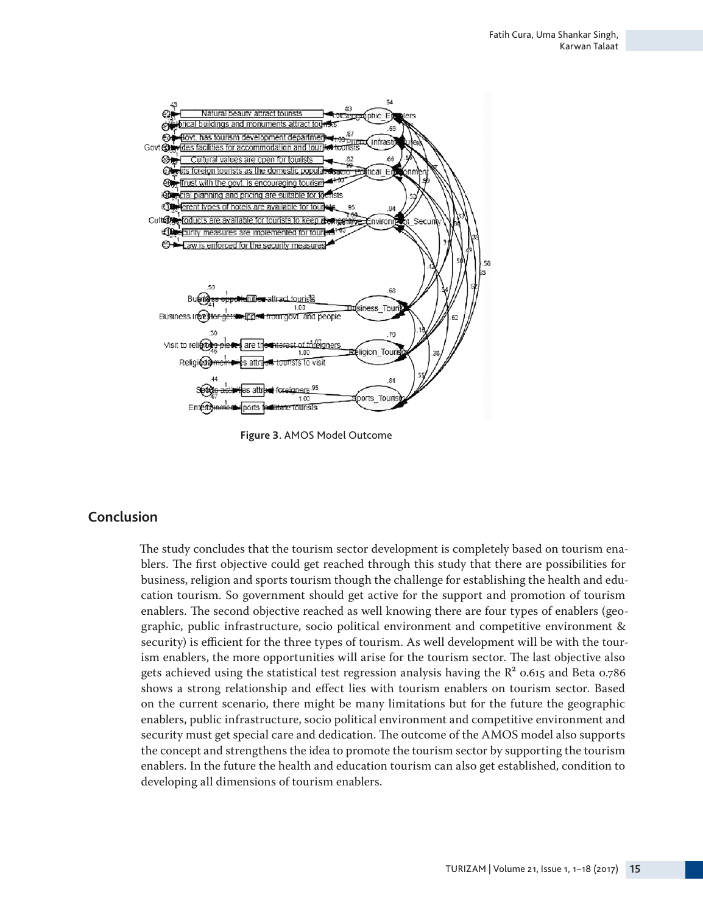Figure 3. AMOS Model Outcome

## Conclusion

The study concludes that the tourism sector development is completely based on tourism enablers. The first objective could get reached through this study that there are possibilities for business, religion and sports tourism though the challenge for establishing the health and education tourism. So government should get active for the support and promotion of tourism enablers. The second objective reached as well knowing there are four types of enablers (geographic, public infrastructure, socio political environment and competitive environment & security) is efficient for the three types of tourism. As well development will be with the tourism enablers, the more opportunities will arise for the tourism sector. The last objective also gets achieved using the statistical test regression analysis having the $R^2$ 0.615 and Beta 0.786 shows a strong relationship and effect lies with tourism enablers on tourism sector. Based on the current scenario, there might be many limitations but for the future the geographic enablers, public infrastructure, socio political environment and competitive environment and security must get special care and dedication. The outcome of the AMOS model also supports the concept and strengthens the idea to promote the tourism sector by supporting the tourism enablers. In the future the health and education tourism can also get established, condition to developing all dimensions of tourism enablers.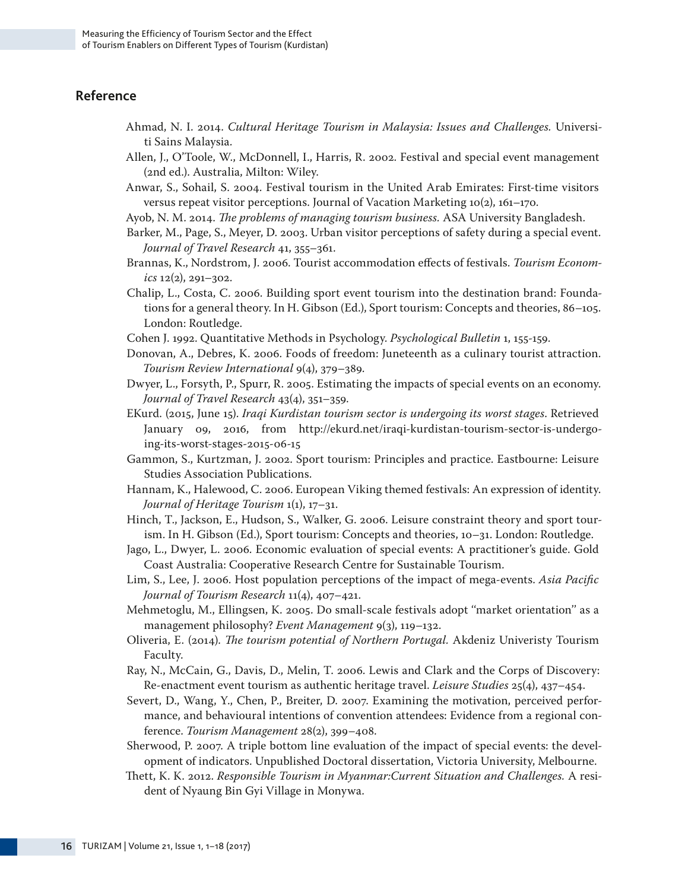## Reference

Ahmad, N. I. 2014. *Cultural Heritage Tourism in Malaysia: Issues and Challenges.* Universiti Sains Malaysia.

Allen, J., O'Toole, W., McDonnell, I., Harris, R. 2002. Festival and special event management (2nd ed.). Australia, Milton: Wiley.

Anwar, S., Sohail, S. 2004. Festival tourism in the United Arab Emirates: First-time visitors versus repeat visitor perceptions. Journal of Vacation Marketing 10(2), 161–170.

Ayob, N. M. 2014. *The problems of managing tourism business.* ASA University Bangladesh.

Barker, M., Page, S., Meyer, D. 2003. Urban visitor perceptions of safety during a special event. *Journal of Travel Research* 41, 355–361.

Brannas, K., Nordstrom, J. 2006. Tourist accommodation effects of festivals. *Tourism Economics* 12(2), 291–302.

Chalip, L., Costa, C. 2006. Building sport event tourism into the destination brand: Foundations for a general theory. In H. Gibson (Ed.), Sport tourism: Concepts and theories, 86–105. London: Routledge.

Cohen J. 1992. Quantitative Methods in Psychology. *Psychological Bulletin* 1, 155-159.

Donovan, A., Debres, K. 2006. Foods of freedom: Juneteenth as a culinary tourist attraction. *Tourism Review International* 9(4), 379–389.

Dwyer, L., Forsyth, P., Spurr, R. 2005. Estimating the impacts of special events on an economy. *Journal of Travel Research* 43(4), 351–359.

EKurd. (2015, June 15). *Iraqi Kurdistan tourism sector is undergoing its worst stages*. Retrieved January 09, 2016, from http://ekurd.net/iraqi-kurdistan-tourism-sector-is-undergoing-its-worst-stages-2015-06-15

Gammon, S., Kurtzman, J. 2002. Sport tourism: Principles and practice. Eastbourne: Leisure Studies Association Publications.

Hannam, K., Halewood, C. 2006. European Viking themed festivals: An expression of identity. *Journal of Heritage Tourism* 1(1), 17–31.

Hinch, T., Jackson, E., Hudson, S., Walker, G. 2006. Leisure constraint theory and sport tourism. In H. Gibson (Ed.), Sport tourism: Concepts and theories, 10–31. London: Routledge.

Jago, L., Dwyer, L. 2006. Economic evaluation of special events: A practitioner's guide. Gold Coast Australia: Cooperative Research Centre for Sustainable Tourism.

Lim, S., Lee, J. 2006. Host population perceptions of the impact of mega-events. *Asia Pacific Journal of Tourism Research* 11(4), 407–421.

Mehmetoglu, M., Ellingsen, K. 2005. Do small-scale festivals adopt "market orientation" as a management philosophy? *Event Management* 9(3), 119–132.

Oliveria, E. (2014). *The tourism potential of Northern Portugal.* Akdeniz Univeristy Tourism Faculty.

Ray, N., McCain, G., Davis, D., Melin, T. 2006. Lewis and Clark and the Corps of Discovery: Re-enactment event tourism as authentic heritage travel. *Leisure Studies* 25(4), 437–454.

Severt, D., Wang, Y., Chen, P., Breiter, D. 2007. Examining the motivation, perceived performance, and behavioural intentions of convention attendees: Evidence from a regional conference. *Tourism Management* 28(2), 399–408.

Sherwood, P. 2007. A triple bottom line evaluation of the impact of special events: the development of indicators. Unpublished Doctoral dissertation, Victoria University, Melbourne.

Thett, K. K. 2012. *Responsible Tourism in Myanmar:Current Situation and Challenges.* A resident of Nyaung Bin Gyi Village in Monywa.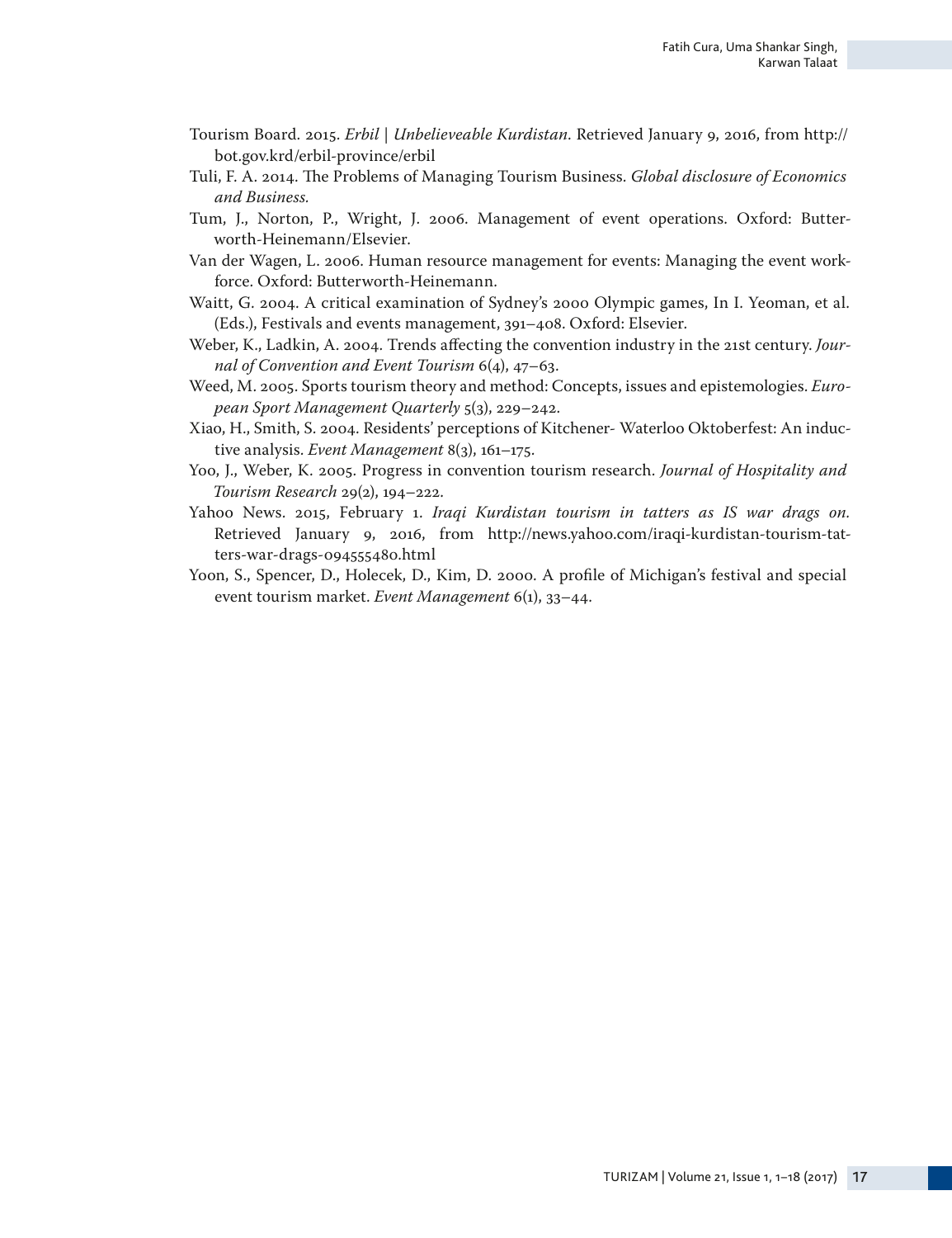Tourism Board. 2015. *Erbil | Unbelieveable Kurdistan*. Retrieved January 9, 2016, from http://bot.gov.krd/erbil-province/erbil

Tuli, F. A. 2014. The Problems of Managing Tourism Business. *Global disclosure of Economics and Business.*

Tum, J., Norton, P., Wright, J. 2006. Management of event operations. Oxford: Butterworth-Heinemann/Elsevier.

Van der Wagen, L. 2006. Human resource management for events: Managing the event workforce. Oxford: Butterworth-Heinemann.

Waitt, G. 2004. A critical examination of Sydney's 2000 Olympic games, In I. Yeoman, et al. (Eds.), Festivals and events management, 391–408. Oxford: Elsevier.

Weber, K., Ladkin, A. 2004. Trends affecting the convention industry in the 21st century. *Journal of Convention and Event Tourism* 6(4), 47–63.

Weed, M. 2005. Sports tourism theory and method: Concepts, issues and epistemologies. *European Sport Management Quarterly* 5(3), 229–242.

Xiao, H., Smith, S. 2004. Residents' perceptions of Kitchener- Waterloo Oktoberfest: An inductive analysis. *Event Management* 8(3), 161–175.

Yoo, J., Weber, K. 2005. Progress in convention tourism research. *Journal of Hospitality and Tourism Research* 29(2), 194–222.

Yahoo News. 2015, February 1. *Iraqi Kurdistan tourism in tatters as IS war drags on.* Retrieved January 9, 2016, from http://news.yahoo.com/iraqi-kurdistan-tourism-tatters-war-drags-094555480.html

Yoon, S., Spencer, D., Holecek, D., Kim, D. 2000. A profile of Michigan's festival and special event tourism market. *Event Management* 6(1), 33–44.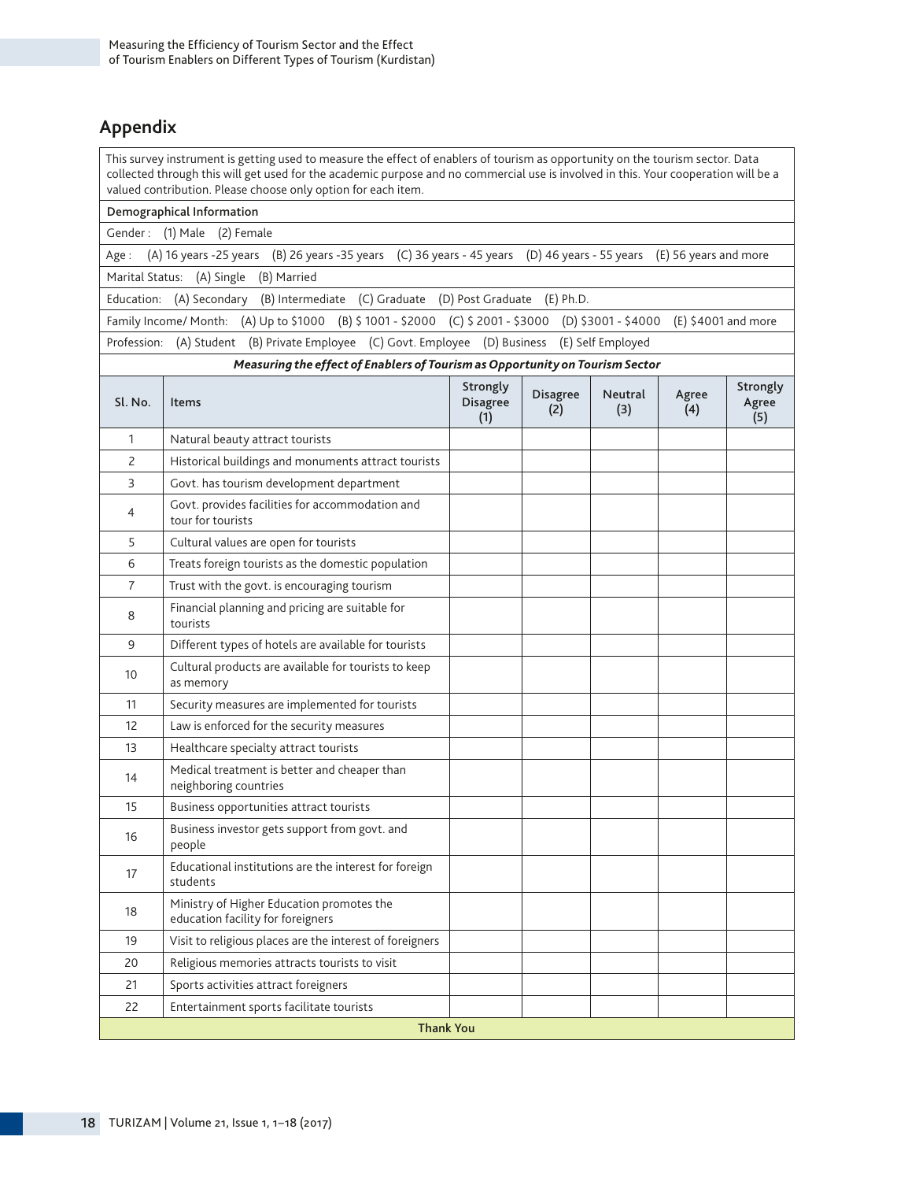## Appendix

This survey instrument is getting used to measure the effect of enablers of tourism as opportunity on the tourism sector. Data collected through this will get used for the academic purpose and no commercial use is involved in this. Your cooperation will be a valued contribution. Please choose only option for each item.

**Demographical Information**

Gender : (1) Male (2) Female

Age : (A) 16 years -25 years (B) 26 years -35 years (C) 36 years - 45 years (D) 46 years - 55 years (E) 56 years and more

Marital Status: (A) Single (B) Married

Education: (A) Secondary (B) Intermediate (C) Graduate (D) Post Graduate (E) Ph.D.

Family Income/ Month: (A) Up to $1000 (B) $ 1001 - $2000 (C) $ 2001 - $3000 (D) $3001 - $4000 (E) $4001 and more

Profession: (A) Student (B) Private Employee (C) Govt. Employee (D) Business (E) Self Employed

***Measuring the effect of Enablers of Tourism as Opportunity on Tourism Sector***

| Sl. No. | Items | Strongly Disagree (1) | Disagree (2) | Neutral (3) | Agree (4) | Strongly Agree (5) |
|---|---|---|---|---|---|---|
| 1 | Natural beauty attract tourists | | | | | |
| 2 | Historical buildings and monuments attract tourists | | | | | |
| 3 | Govt. has tourism development department | | | | | |
| 4 | Govt. provides facilities for accommodation and tour for tourists | | | | | |
| 5 | Cultural values are open for tourists | | | | | |
| 6 | Treats foreign tourists as the domestic population | | | | | |
| 7 | Trust with the govt. is encouraging tourism | | | | | |
| 8 | Financial planning and pricing are suitable for tourists | | | | | |
| 9 | Different types of hotels are available for tourists | | | | | |
| 10 | Cultural products are available for tourists to keep as memory | | | | | |
| 11 | Security measures are implemented for tourists | | | | | |
| 12 | Law is enforced for the security measures | | | | | |
| 13 | Healthcare specialty attract tourists | | | | | |
| 14 | Medical treatment is better and cheaper than neighboring countries | | | | | |
| 15 | Business opportunities attract tourists | | | | | |
| 16 | Business investor gets support from govt. and people | | | | | |
| 17 | Educational institutions are the interest for foreign students | | | | | |
| 18 | Ministry of Higher Education promotes the education facility for foreigners | | | | | |
| 19 | Visit to religious places are the interest of foreigners | | | | | |
| 20 | Religious memories attracts tourists to visit | | | | | |
| 21 | Sports activities attract foreigners | | | | | |
| 22 | Entertainment sports facilitate tourists | | | | | |

**Thank You**